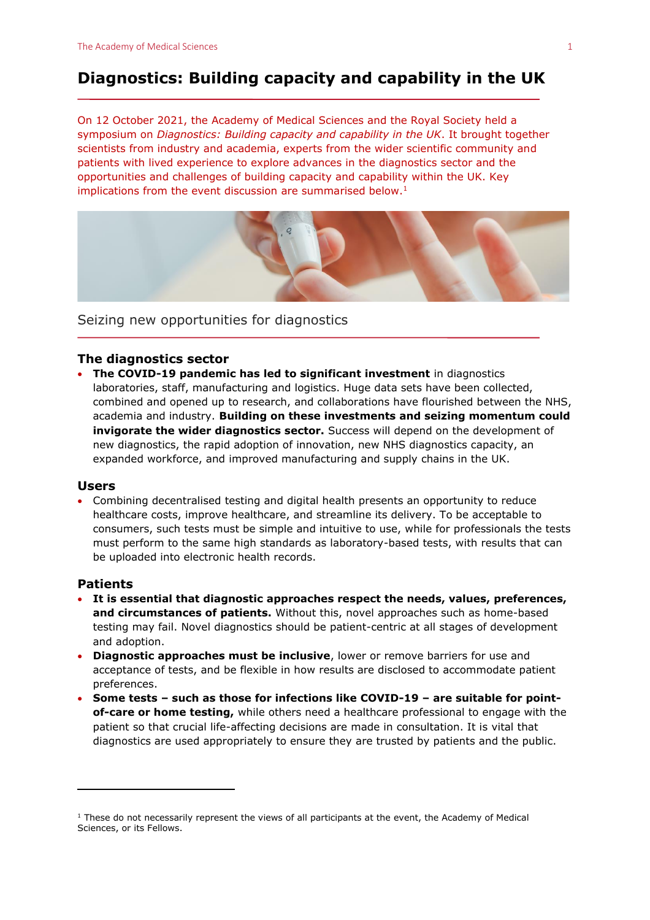# Diagnostics: Building capacity and capability in the UK

On 12 October 2021, the Academy of Medical Sciences and the Royal Society held a symposium on *Diagnostics: Building capacity and capability in the UK*. It brought together scientists from industry and academia, experts from the wider scientific community and patients with lived experience to explore advances in the diagnostics sector and the opportunities and challenges of building capacity and capability within the UK. Key implications from the event discussion are summarised below.[1]

## Seizing new opportunities for diagnostics

### The diagnostics sector

- **The COVID-19 pandemic has led to significant investment** in diagnostics laboratories, staff, manufacturing and logistics. Huge data sets have been collected, combined and opened up to research, and collaborations have flourished between the NHS, academia and industry. **Building on these investments and seizing momentum could invigorate the wider diagnostics sector.** Success will depend on the development of new diagnostics, the rapid adoption of innovation, new NHS diagnostics capacity, an expanded workforce, and improved manufacturing and supply chains in the UK.

### Users

- Combining decentralised testing and digital health presents an opportunity to reduce healthcare costs, improve healthcare, and streamline its delivery. To be acceptable to consumers, such tests must be simple and intuitive to use, while for professionals the tests must perform to the same high standards as laboratory-based tests, with results that can be uploaded into electronic health records.

### Patients

- **It is essential that diagnostic approaches respect the needs, values, preferences, and circumstances of patients.** Without this, novel approaches such as home-based testing may fail. Novel diagnostics should be patient-centric at all stages of development and adoption.
- **Diagnostic approaches must be inclusive**, lower or remove barriers for use and acceptance of tests, and be flexible in how results are disclosed to accommodate patient preferences.
- **Some tests – such as those for infections like COVID-19 – are suitable for point-of-care or home testing,** while others need a healthcare professional to engage with the patient so that crucial life-affecting decisions are made in consultation. It is vital that diagnostics are used appropriately to ensure they are trusted by patients and the public.

---

[1] These do not necessarily represent the views of all participants at the event, the Academy of Medical Sciences, or its Fellows.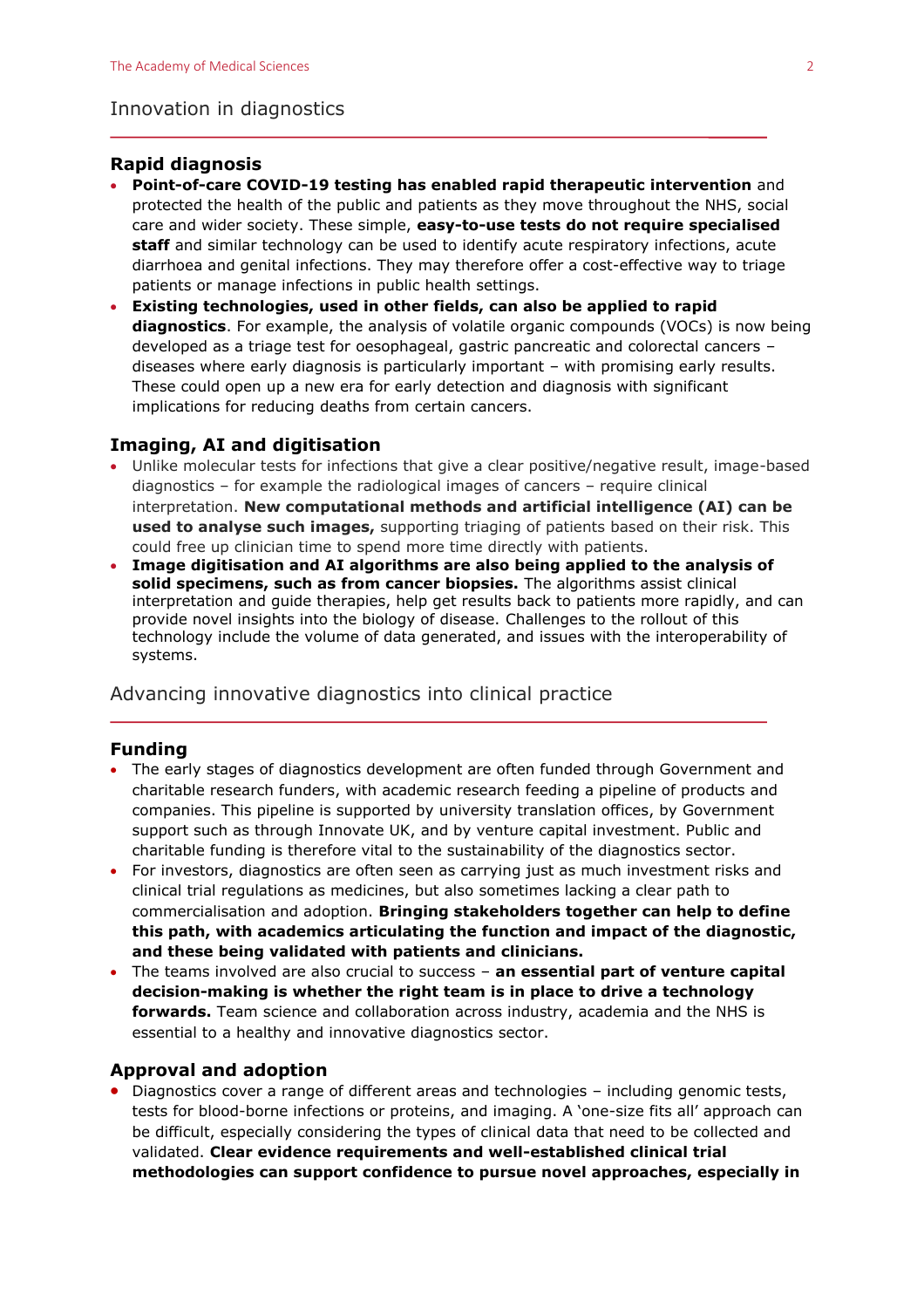## Innovation in diagnostics

### Rapid diagnosis

- **Point-of-care COVID-19 testing has enabled rapid therapeutic intervention** and protected the health of the public and patients as they move throughout the NHS, social care and wider society. These simple, **easy-to-use tests do not require specialised staff** and similar technology can be used to identify acute respiratory infections, acute diarrhoea and genital infections. They may therefore offer a cost-effective way to triage patients or manage infections in public health settings.
- **Existing technologies, used in other fields, can also be applied to rapid diagnostics**. For example, the analysis of volatile organic compounds (VOCs) is now being developed as a triage test for oesophageal, gastric pancreatic and colorectal cancers – diseases where early diagnosis is particularly important – with promising early results. These could open up a new era for early detection and diagnosis with significant implications for reducing deaths from certain cancers.

### Imaging, AI and digitisation

- Unlike molecular tests for infections that give a clear positive/negative result, image-based diagnostics – for example the radiological images of cancers – require clinical interpretation. **New computational methods and artificial intelligence (AI) can be used to analyse such images,** supporting triaging of patients based on their risk. This could free up clinician time to spend more time directly with patients.
- **Image digitisation and AI algorithms are also being applied to the analysis of solid specimens, such as from cancer biopsies.** The algorithms assist clinical interpretation and guide therapies, help get results back to patients more rapidly, and can provide novel insights into the biology of disease. Challenges to the rollout of this technology include the volume of data generated, and issues with the interoperability of systems.

## Advancing innovative diagnostics into clinical practice

### Funding

- The early stages of diagnostics development are often funded through Government and charitable research funders, with academic research feeding a pipeline of products and companies. This pipeline is supported by university translation offices, by Government support such as through Innovate UK, and by venture capital investment. Public and charitable funding is therefore vital to the sustainability of the diagnostics sector.
- For investors, diagnostics are often seen as carrying just as much investment risks and clinical trial regulations as medicines, but also sometimes lacking a clear path to commercialisation and adoption. **Bringing stakeholders together can help to define this path, with academics articulating the function and impact of the diagnostic, and these being validated with patients and clinicians.**
- The teams involved are also crucial to success – **an essential part of venture capital decision-making is whether the right team is in place to drive a technology forwards.** Team science and collaboration across industry, academia and the NHS is essential to a healthy and innovative diagnostics sector.

### Approval and adoption

- Diagnostics cover a range of different areas and technologies – including genomic tests, tests for blood-borne infections or proteins, and imaging. A 'one-size fits all' approach can be difficult, especially considering the types of clinical data that need to be collected and validated. **Clear evidence requirements and well-established clinical trial methodologies can support confidence to pursue novel approaches, especially in**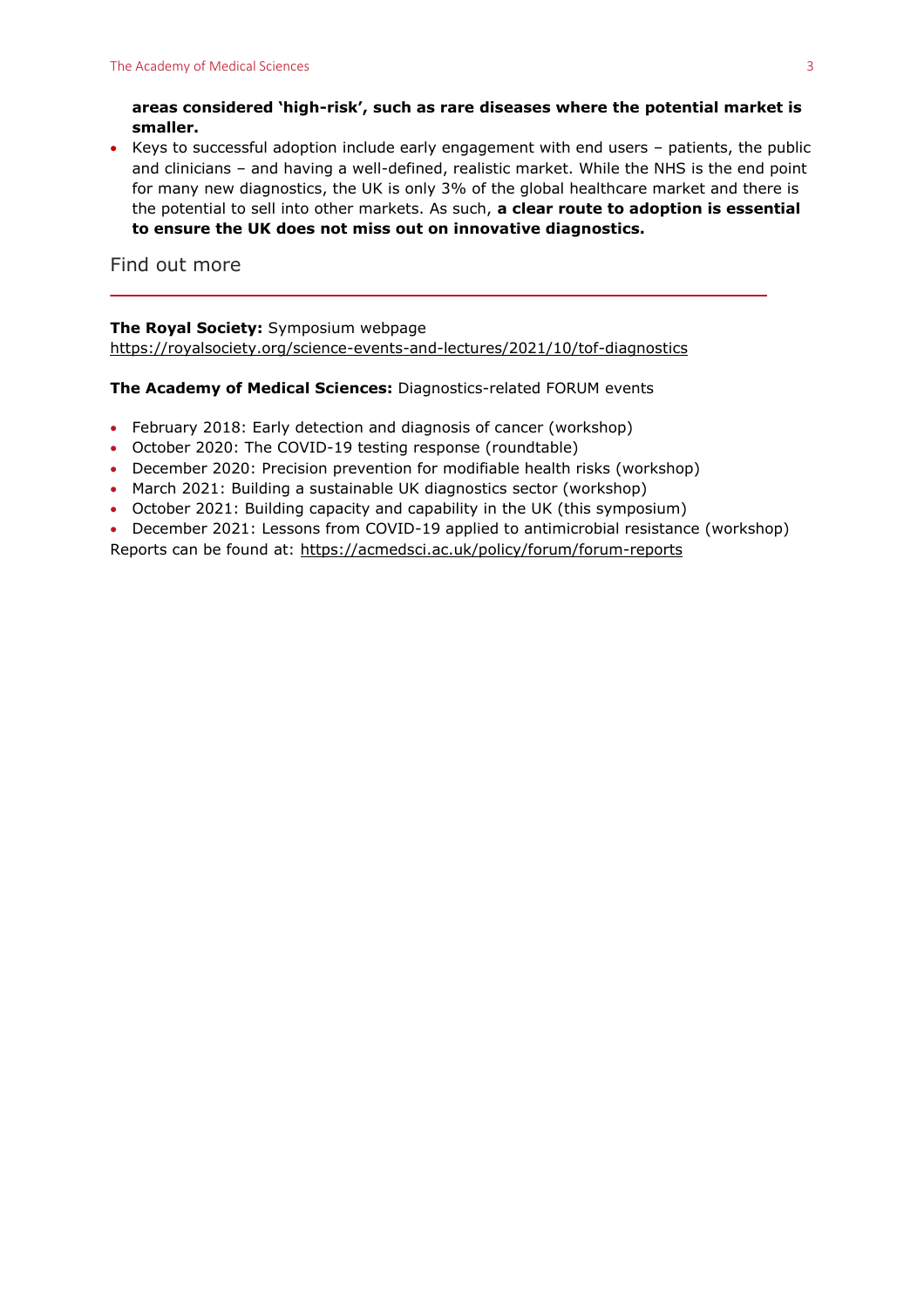**areas considered 'high-risk', such as rare diseases where the potential market is smaller.**

- Keys to successful adoption include early engagement with end users – patients, the public and clinicians – and having a well-defined, realistic market. While the NHS is the end point for many new diagnostics, the UK is only 3% of the global healthcare market and there is the potential to sell into other markets. As such, **a clear route to adoption is essential to ensure the UK does not miss out on innovative diagnostics.**

## Find out more

**The Royal Society:** Symposium webpage
https://royalsociety.org/science-events-and-lectures/2021/10/tof-diagnostics

**The Academy of Medical Sciences:** Diagnostics-related FORUM events

- February 2018: Early detection and diagnosis of cancer (workshop)
- October 2020: The COVID-19 testing response (roundtable)
- December 2020: Precision prevention for modifiable health risks (workshop)
- March 2021: Building a sustainable UK diagnostics sector (workshop)
- October 2021: Building capacity and capability in the UK (this symposium)
- December 2021: Lessons from COVID-19 applied to antimicrobial resistance (workshop)

Reports can be found at: https://acmedsci.ac.uk/policy/forum/forum-reports